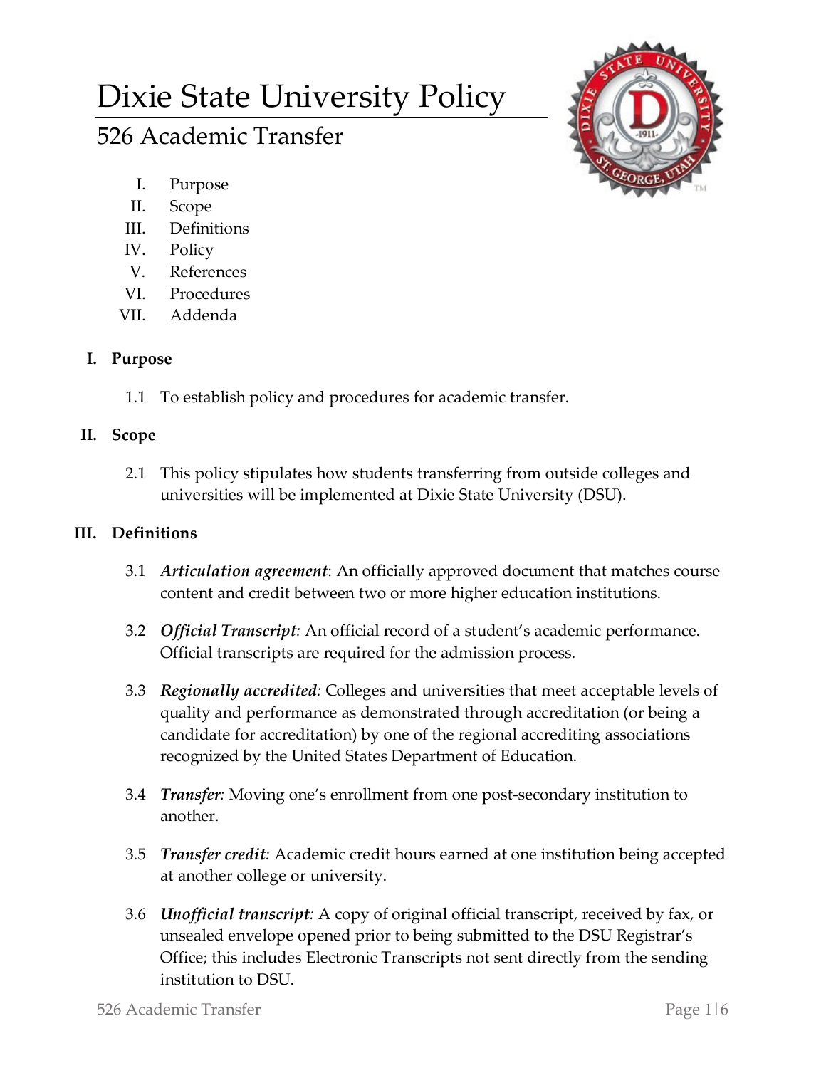# Dixie State University Policy

## 526 Academic Transfer

I. Purpose
II. Scope
III. Definitions
IV. Policy
V. References
VI. Procedures
VII. Addenda

### I. Purpose

1.1 To establish policy and procedures for academic transfer.

### II. Scope

2.1 This policy stipulates how students transferring from outside colleges and universities will be implemented at Dixie State University (DSU).

### III. Definitions

3.1 ***Articulation agreement***: An officially approved document that matches course content and credit between two or more higher education institutions.

3.2 ***Official Transcript:*** An official record of a student's academic performance. Official transcripts are required for the admission process.

3.3 ***Regionally accredited:*** Colleges and universities that meet acceptable levels of quality and performance as demonstrated through accreditation (or being a candidate for accreditation) by one of the regional accrediting associations recognized by the United States Department of Education.

3.4 ***Transfer:*** Moving one's enrollment from one post-secondary institution to another.

3.5 ***Transfer credit:*** Academic credit hours earned at one institution being accepted at another college or university.

3.6 ***Unofficial transcript:*** A copy of original official transcript, received by fax, or unsealed envelope opened prior to being submitted to the DSU Registrar's Office; this includes Electronic Transcripts not sent directly from the sending institution to DSU.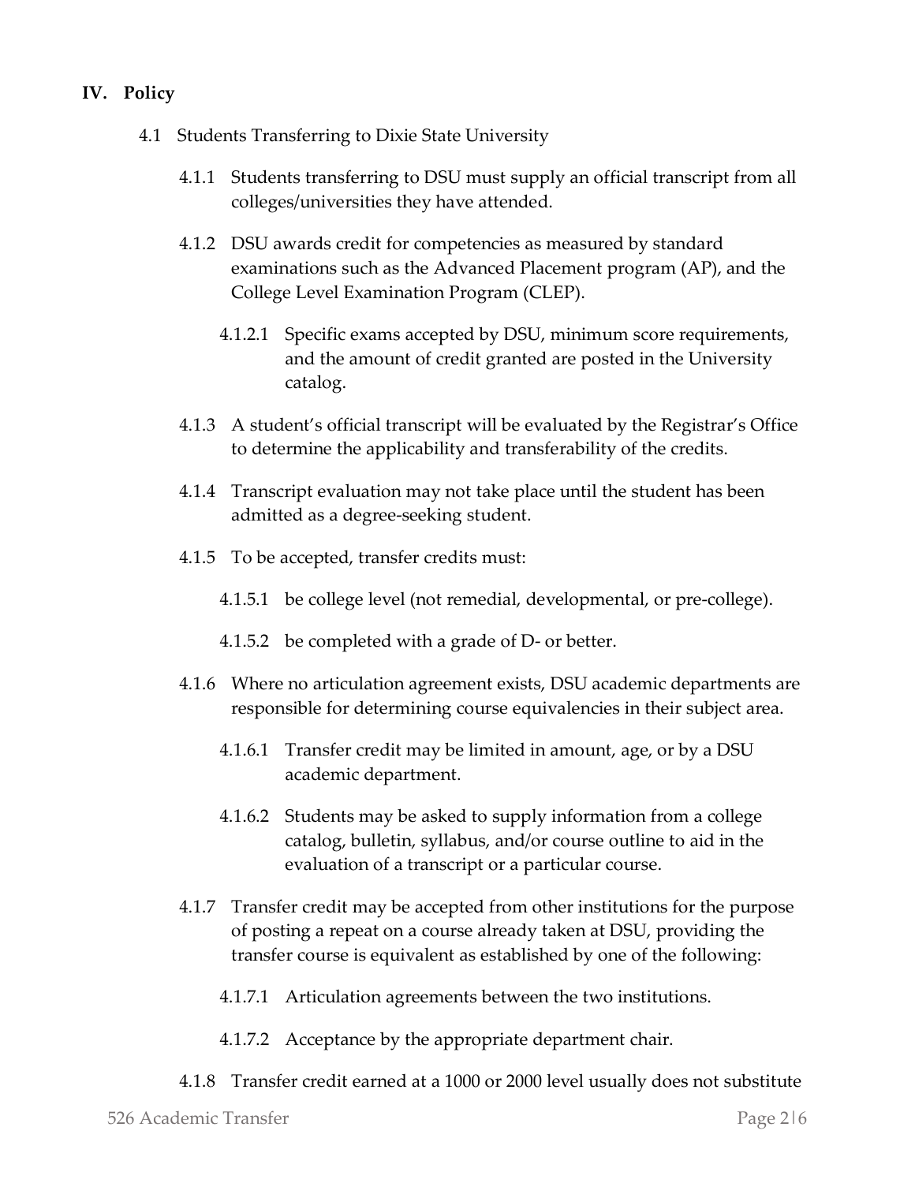## IV. Policy

4.1 Students Transferring to Dixie State University

4.1.1 Students transferring to DSU must supply an official transcript from all colleges/universities they have attended.

4.1.2 DSU awards credit for competencies as measured by standard examinations such as the Advanced Placement program (AP), and the College Level Examination Program (CLEP).

4.1.2.1 Specific exams accepted by DSU, minimum score requirements, and the amount of credit granted are posted in the University catalog.

4.1.3 A student's official transcript will be evaluated by the Registrar's Office to determine the applicability and transferability of the credits.

4.1.4 Transcript evaluation may not take place until the student has been admitted as a degree-seeking student.

4.1.5 To be accepted, transfer credits must:

4.1.5.1 be college level (not remedial, developmental, or pre-college).

4.1.5.2 be completed with a grade of D- or better.

4.1.6 Where no articulation agreement exists, DSU academic departments are responsible for determining course equivalencies in their subject area.

4.1.6.1 Transfer credit may be limited in amount, age, or by a DSU academic department.

4.1.6.2 Students may be asked to supply information from a college catalog, bulletin, syllabus, and/or course outline to aid in the evaluation of a transcript or a particular course.

4.1.7 Transfer credit may be accepted from other institutions for the purpose of posting a repeat on a course already taken at DSU, providing the transfer course is equivalent as established by one of the following:

4.1.7.1 Articulation agreements between the two institutions.

4.1.7.2 Acceptance by the appropriate department chair.

4.1.8 Transfer credit earned at a 1000 or 2000 level usually does not substitute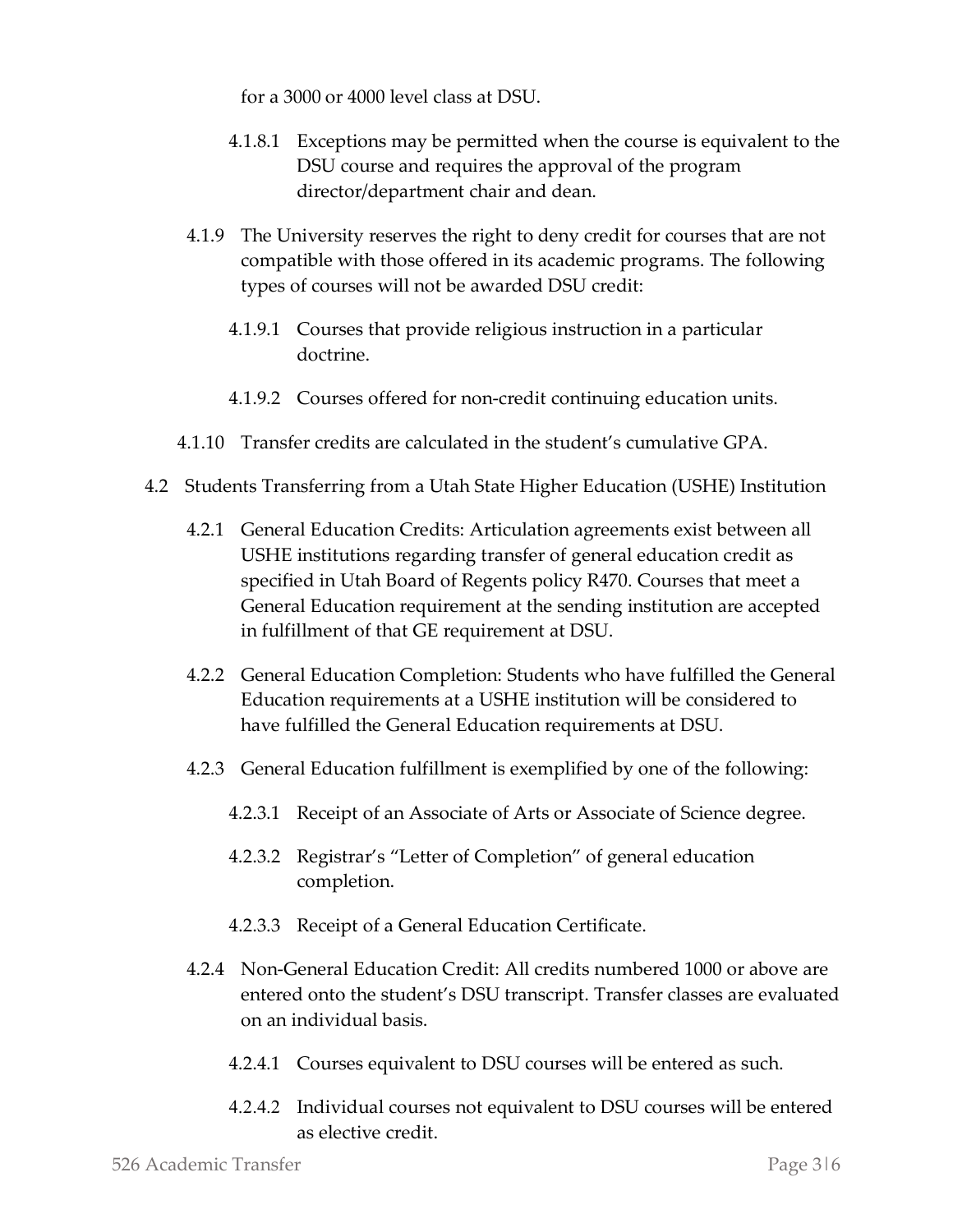for a 3000 or 4000 level class at DSU.

- 4.1.8.1 Exceptions may be permitted when the course is equivalent to the DSU course and requires the approval of the program director/department chair and dean.

4.1.9 The University reserves the right to deny credit for courses that are not compatible with those offered in its academic programs. The following types of courses will not be awarded DSU credit:

- 4.1.9.1 Courses that provide religious instruction in a particular doctrine.
- 4.1.9.2 Courses offered for non-credit continuing education units.

4.1.10 Transfer credits are calculated in the student's cumulative GPA.

4.2 Students Transferring from a Utah State Higher Education (USHE) Institution

4.2.1 General Education Credits: Articulation agreements exist between all USHE institutions regarding transfer of general education credit as specified in Utah Board of Regents policy R470. Courses that meet a General Education requirement at the sending institution are accepted in fulfillment of that GE requirement at DSU.

4.2.2 General Education Completion: Students who have fulfilled the General Education requirements at a USHE institution will be considered to have fulfilled the General Education requirements at DSU.

4.2.3 General Education fulfillment is exemplified by one of the following:

- 4.2.3.1 Receipt of an Associate of Arts or Associate of Science degree.
- 4.2.3.2 Registrar's "Letter of Completion" of general education completion.
- 4.2.3.3 Receipt of a General Education Certificate.

4.2.4 Non-General Education Credit: All credits numbered 1000 or above are entered onto the student's DSU transcript. Transfer classes are evaluated on an individual basis.

- 4.2.4.1 Courses equivalent to DSU courses will be entered as such.
- 4.2.4.2 Individual courses not equivalent to DSU courses will be entered as elective credit.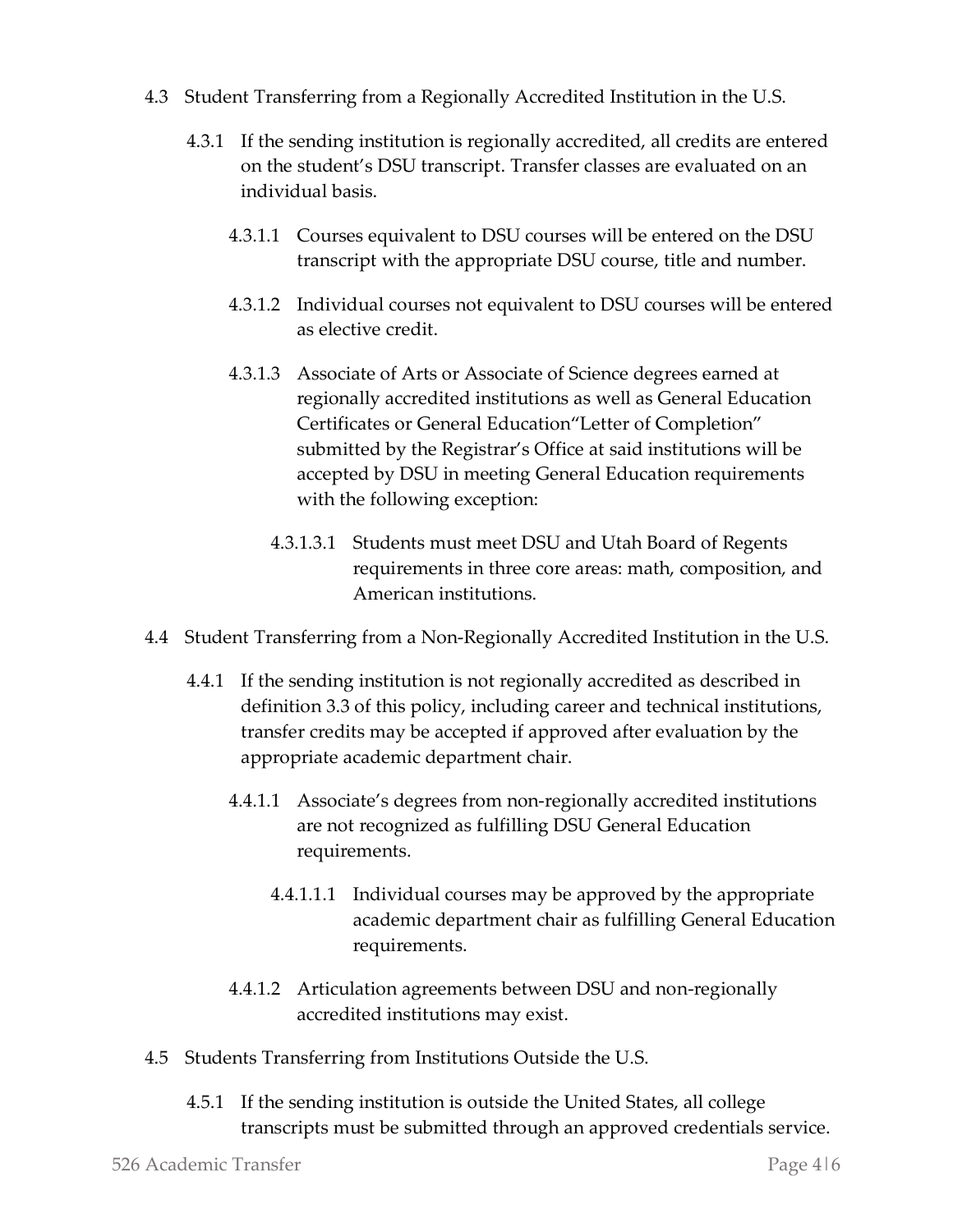4.3 Student Transferring from a Regionally Accredited Institution in the U.S.

4.3.1 If the sending institution is regionally accredited, all credits are entered on the student's DSU transcript. Transfer classes are evaluated on an individual basis.

4.3.1.1 Courses equivalent to DSU courses will be entered on the DSU transcript with the appropriate DSU course, title and number.

4.3.1.2 Individual courses not equivalent to DSU courses will be entered as elective credit.

4.3.1.3 Associate of Arts or Associate of Science degrees earned at regionally accredited institutions as well as General Education Certificates or General Education"Letter of Completion" submitted by the Registrar's Office at said institutions will be accepted by DSU in meeting General Education requirements with the following exception:

4.3.1.3.1 Students must meet DSU and Utah Board of Regents requirements in three core areas: math, composition, and American institutions.

4.4 Student Transferring from a Non-Regionally Accredited Institution in the U.S.

4.4.1 If the sending institution is not regionally accredited as described in definition 3.3 of this policy, including career and technical institutions, transfer credits may be accepted if approved after evaluation by the appropriate academic department chair.

4.4.1.1 Associate's degrees from non-regionally accredited institutions are not recognized as fulfilling DSU General Education requirements.

4.4.1.1.1 Individual courses may be approved by the appropriate academic department chair as fulfilling General Education requirements.

4.4.1.2 Articulation agreements between DSU and non-regionally accredited institutions may exist.

4.5 Students Transferring from Institutions Outside the U.S.

4.5.1 If the sending institution is outside the United States, all college transcripts must be submitted through an approved credentials service.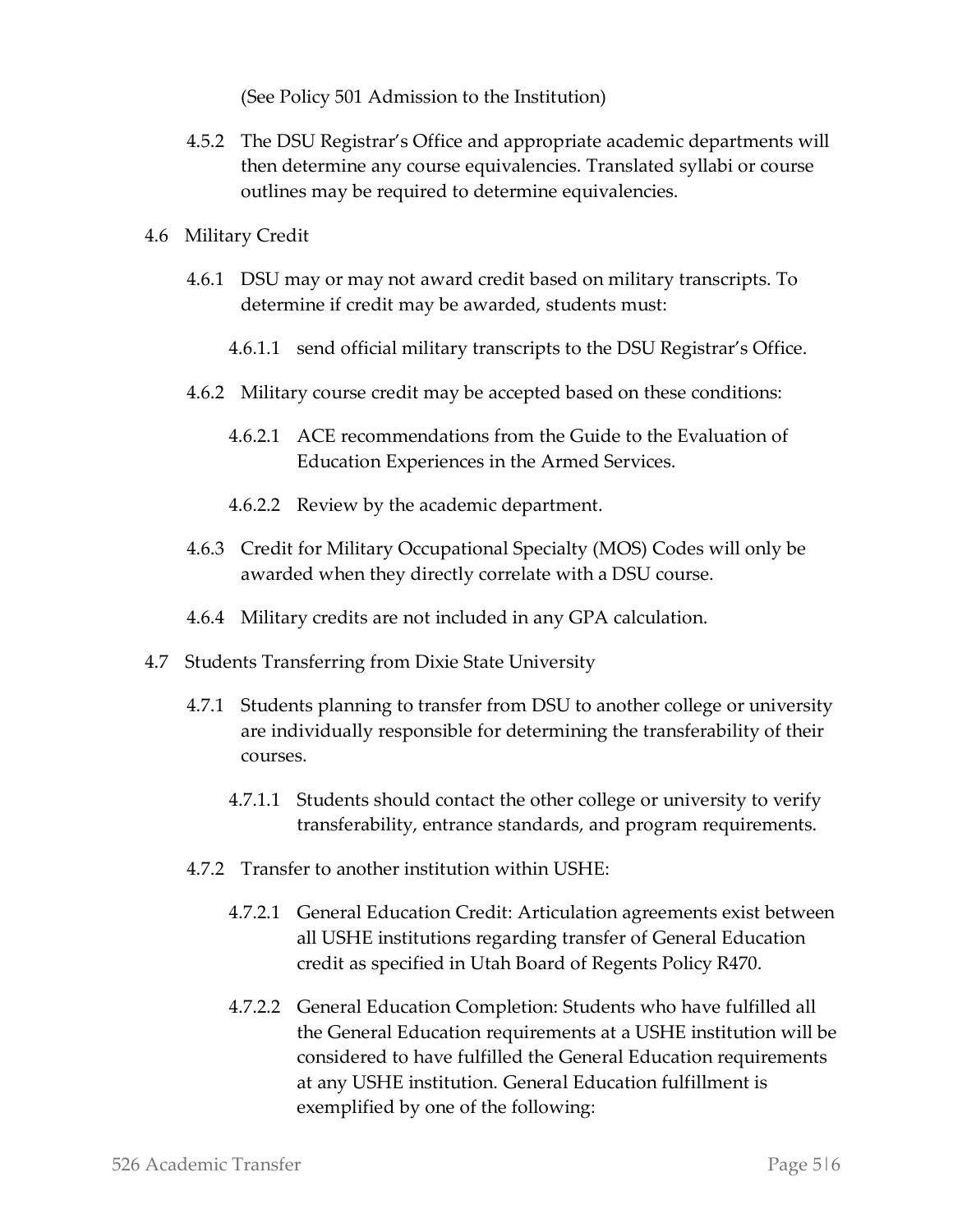(See Policy 501 Admission to the Institution)

4.5.2 The DSU Registrar's Office and appropriate academic departments will then determine any course equivalencies. Translated syllabi or course outlines may be required to determine equivalencies.

4.6 Military Credit

4.6.1 DSU may or may not award credit based on military transcripts. To determine if credit may be awarded, students must:

4.6.1.1 send official military transcripts to the DSU Registrar's Office.

4.6.2 Military course credit may be accepted based on these conditions:

4.6.2.1 ACE recommendations from the Guide to the Evaluation of Education Experiences in the Armed Services.

4.6.2.2 Review by the academic department.

4.6.3 Credit for Military Occupational Specialty (MOS) Codes will only be awarded when they directly correlate with a DSU course.

4.6.4 Military credits are not included in any GPA calculation.

4.7 Students Transferring from Dixie State University

4.7.1 Students planning to transfer from DSU to another college or university are individually responsible for determining the transferability of their courses.

4.7.1.1 Students should contact the other college or university to verify transferability, entrance standards, and program requirements.

4.7.2 Transfer to another institution within USHE:

4.7.2.1 General Education Credit: Articulation agreements exist between all USHE institutions regarding transfer of General Education credit as specified in Utah Board of Regents Policy R470.

4.7.2.2 General Education Completion: Students who have fulfilled all the General Education requirements at a USHE institution will be considered to have fulfilled the General Education requirements at any USHE institution. General Education fulfillment is exemplified by one of the following: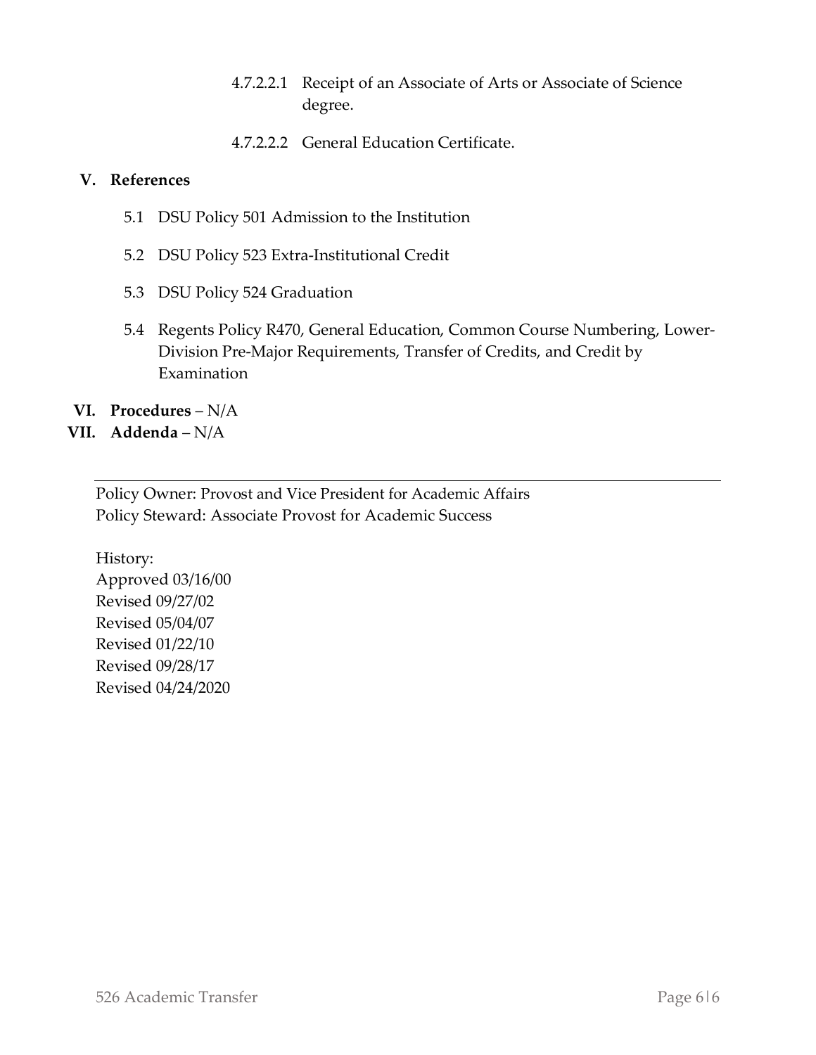4.7.2.2.1 Receipt of an Associate of Arts or Associate of Science degree.

4.7.2.2.2 General Education Certificate.

## V. References

5.1 DSU Policy 501 Admission to the Institution

5.2 DSU Policy 523 Extra-Institutional Credit

5.3 DSU Policy 524 Graduation

5.4 Regents Policy R470, General Education, Common Course Numbering, Lower-Division Pre-Major Requirements, Transfer of Credits, and Credit by Examination

## VI. Procedures – N/A

## VII. Addenda – N/A

---

Policy Owner: Provost and Vice President for Academic Affairs
Policy Steward: Associate Provost for Academic Success

History:
Approved 03/16/00
Revised 09/27/02
Revised 05/04/07
Revised 01/22/10
Revised 09/28/17
Revised 04/24/2020